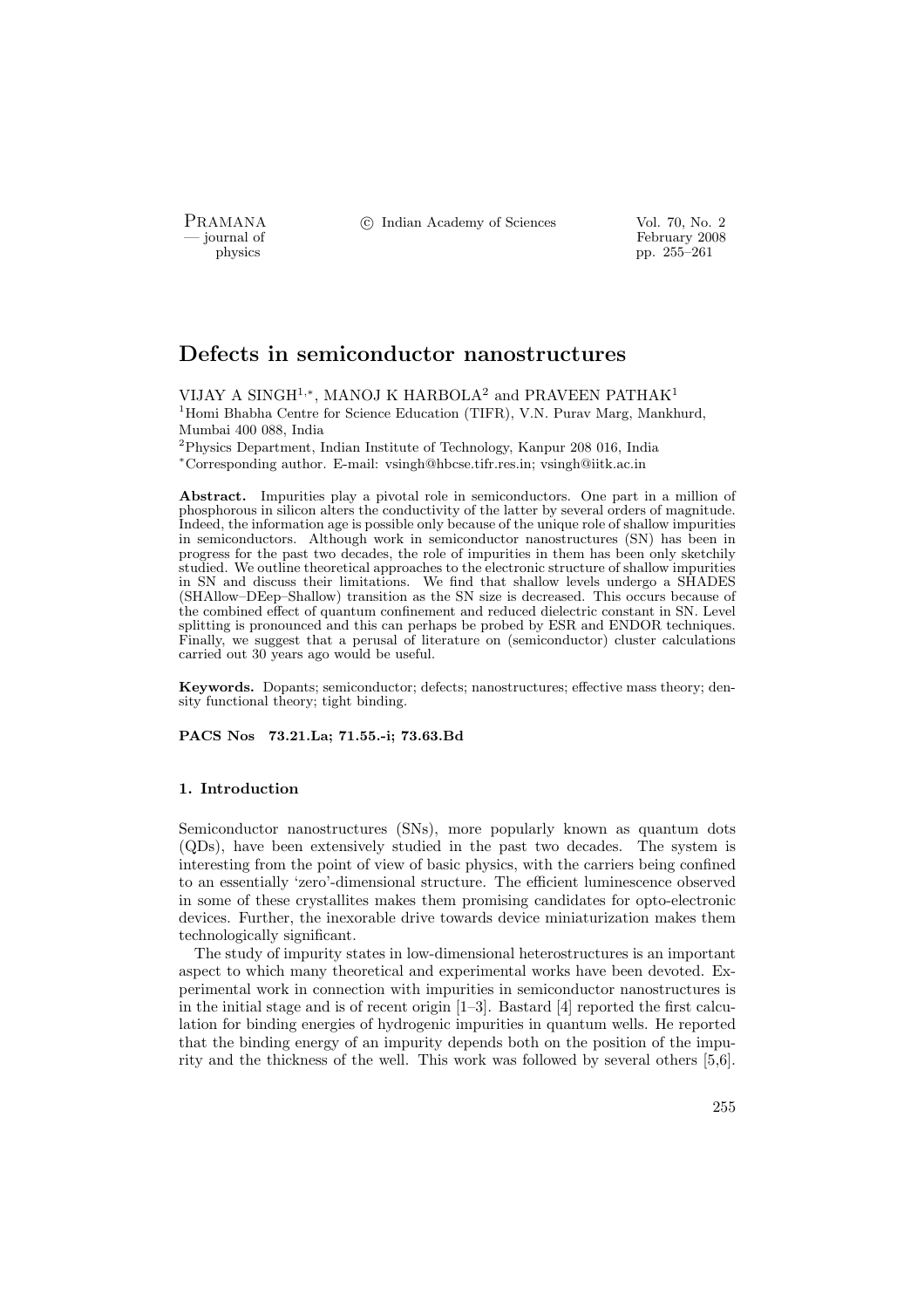# Defects in semiconductor nanostructures

VIJAY A SINGH[1,*], MANOJ K HARBOLA[2] and PRAVEEN PATHAK[1]

[1]Homi Bhabha Centre for Science Education (TIFR), V.N. Purav Marg, Mankhurd, Mumbai 400 088, India

[2]Physics Department, Indian Institute of Technology, Kanpur 208 016, India

[*]Corresponding author. E-mail: vsingh@hbcse.tifr.res.in; vsingh@iitk.ac.in

**Abstract.** Impurities play a pivotal role in semiconductors. One part in a million of phosphorous in silicon alters the conductivity of the latter by several orders of magnitude. Indeed, the information age is possible only because of the unique role of shallow impurities in semiconductors. Although work in semiconductor nanostructures (SN) has been in progress for the past two decades, the role of impurities in them has been only sketchily studied. We outline theoretical approaches to the electronic structure of shallow impurities in SN and discuss their limitations. We find that shallow levels undergo a SHADES (SHAllow–DEep–Shallow) transition as the SN size is decreased. This occurs because of the combined effect of quantum confinement and reduced dielectric constant in SN. Level splitting is pronounced and this can perhaps be probed by ESR and ENDOR techniques. Finally, we suggest that a perusal of literature on (semiconductor) cluster calculations carried out 30 years ago would be useful.

**Keywords.** Dopants; semiconductor; defects; nanostructures; effective mass theory; density functional theory; tight binding.

**PACS Nos 73.21.La; 71.55.-i; 73.63.Bd**

## 1. Introduction

Semiconductor nanostructures (SNs), more popularly known as quantum dots (QDs), have been extensively studied in the past two decades. The system is interesting from the point of view of basic physics, with the carriers being confined to an essentially 'zero'-dimensional structure. The efficient luminescence observed in some of these crystallites makes them promising candidates for opto-electronic devices. Further, the inexorable drive towards device miniaturization makes them technologically significant.

The study of impurity states in low-dimensional heterostructures is an important aspect to which many theoretical and experimental works have been devoted. Experimental work in connection with impurities in semiconductor nanostructures is in the initial stage and is of recent origin [1–3]. Bastard [4] reported the first calculation for binding energies of hydrogenic impurities in quantum wells. He reported that the binding energy of an impurity depends both on the position of the impurity and the thickness of the well. This work was followed by several others [5,6].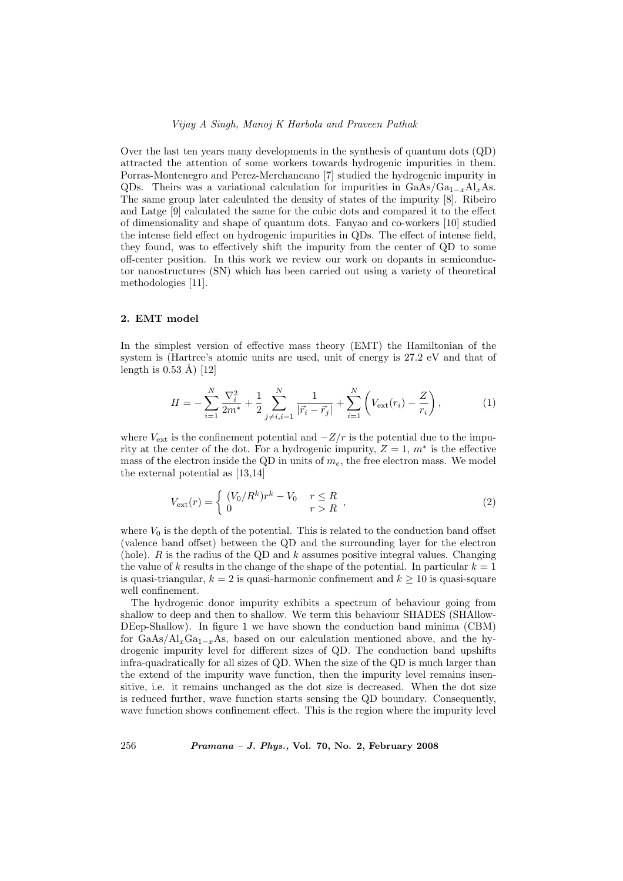Over the last ten years many developments in the synthesis of quantum dots (QD) attracted the attention of some workers towards hydrogenic impurities in them. Porras-Montenegro and Perez-Merchancano [7] studied the hydrogenic impurity in QDs. Theirs was a variational calculation for impurities in $GaAs/Ga_{1-x}Al_xAs$. The same group later calculated the density of states of the impurity [8]. Ribeiro and Latge [9] calculated the same for the cubic dots and compared it to the effect of dimensionality and shape of quantum dots. Fanyao and co-workers [10] studied the intense field effect on hydrogenic impurities in QDs. The effect of intense field, they found, was to effectively shift the impurity from the center of QD to some off-center position. In this work we review our work on dopants in semiconductor nanostructures (SN) which has been carried out using a variety of theoretical methodologies [11].

## 2. EMT model

In the simplest version of effective mass theory (EMT) the Hamiltonian of the system is (Hartree's atomic units are used, unit of energy is 27.2 eV and that of length is 0.53 Å) [12]

$$H = -\sum_{i=1}^{N} \frac{\nabla_i^2}{2m^*} + \frac{1}{2}\sum_{j\neq i, i=1}^{N} \frac{1}{|\vec{r}_i - \vec{r}_j|} + \sum_{i=1}^{N}\left(V_{\text{ext}}(r_i) - \frac{Z}{r_i}\right), \tag{1}$$

where $V_{\text{ext}}$ is the confinement potential and $-Z/r$ is the potential due to the impurity at the center of the dot. For a hydrogenic impurity, $Z = 1$, $m^*$ is the effective mass of the electron inside the QD in units of $m_e$, the free electron mass. We model the external potential as [13,14]

$$V_{\text{ext}}(r) = \begin{cases} (V_0/R^k)r^k - V_0 & r \leq R \\ 0 & r > R \end{cases}, \tag{2}$$

where $V_0$ is the depth of the potential. This is related to the conduction band offset (valence band offset) between the QD and the surrounding layer for the electron (hole). $R$ is the radius of the QD and $k$ assumes positive integral values. Changing the value of $k$ results in the change of the shape of the potential. In particular $k = 1$ is quasi-triangular, $k = 2$ is quasi-harmonic confinement and $k \geq 10$ is quasi-square well confinement.

The hydrogenic donor impurity exhibits a spectrum of behaviour going from shallow to deep and then to shallow. We term this behaviour SHADES (SHAllow-DEep-Shallow). In figure 1 we have shown the conduction band minima (CBM) for $GaAs/Al_xGa_{1-x}As$, based on our calculation mentioned above, and the hydrogenic impurity level for different sizes of QD. The conduction band upshifts infra-quadratically for all sizes of QD. When the size of the QD is much larger than the extend of the impurity wave function, then the impurity level remains insensitive, i.e. it remains unchanged as the dot size is decreased. When the dot size is reduced further, wave function starts sensing the QD boundary. Consequently, wave function shows confinement effect. This is the region where the impurity level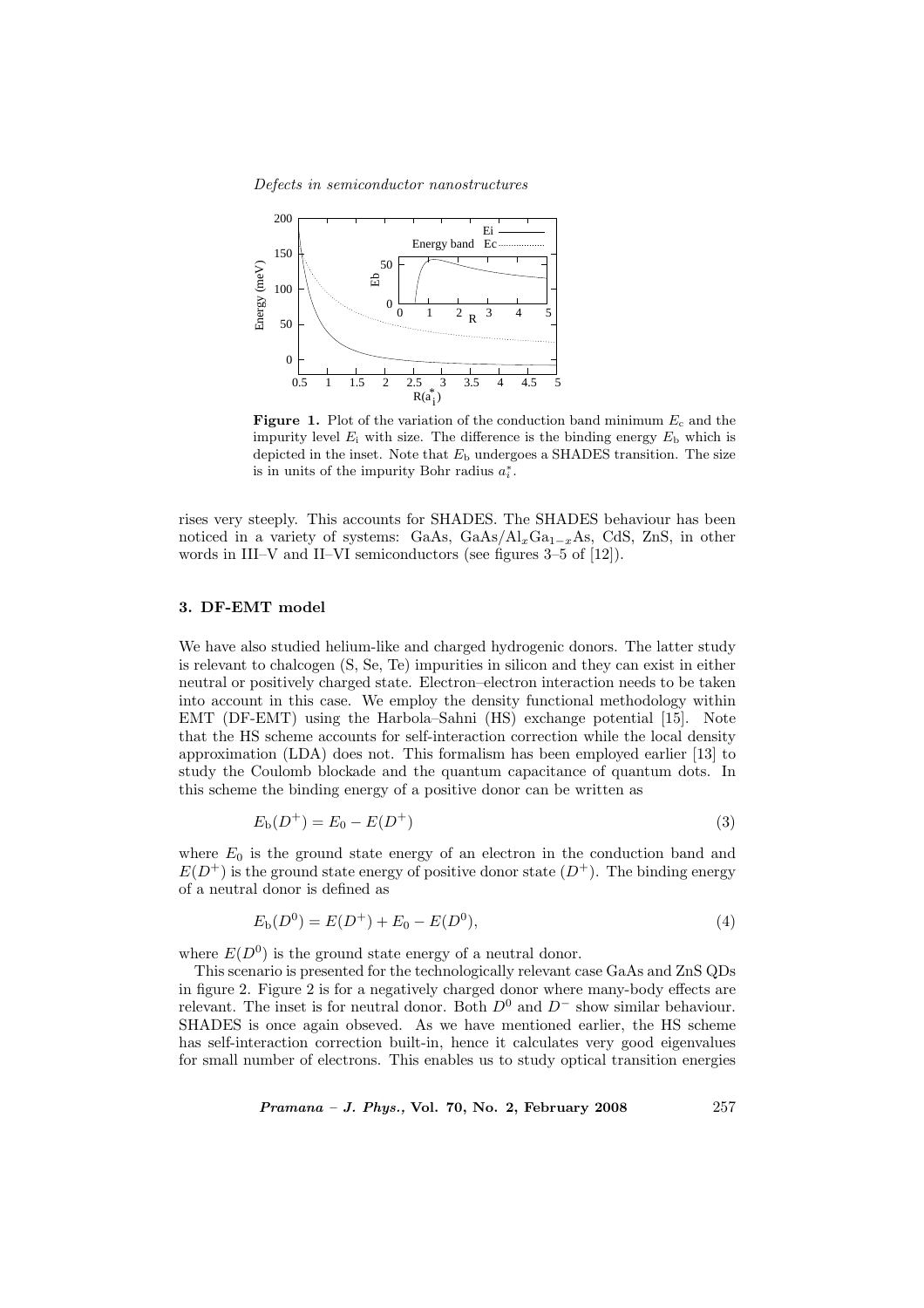**Figure 1.** Plot of the variation of the conduction band minimum $E_c$ and the impurity level $E_i$ with size. The difference is the binding energy $E_b$ which is depicted in the inset. Note that $E_b$ undergoes a SHADES transition. The size is in units of the impurity Bohr radius $a_i^*$.

rises very steeply. This accounts for SHADES. The SHADES behaviour has been noticed in a variety of systems: GaAs, GaAs/$Al_xGa_{1-x}As$, CdS, ZnS, in other words in III–V and II–VI semiconductors (see figures 3–5 of [12]).

## 3. DF-EMT model

We have also studied helium-like and charged hydrogenic donors. The latter study is relevant to chalcogen (S, Se, Te) impurities in silicon and they can exist in either neutral or positively charged state. Electron–electron interaction needs to be taken into account in this case. We employ the density functional methodology within EMT (DF-EMT) using the Harbola–Sahni (HS) exchange potential [15]. Note that the HS scheme accounts for self-interaction correction while the local density approximation (LDA) does not. This formalism has been employed earlier [13] to study the Coulomb blockade and the quantum capacitance of quantum dots. In this scheme the binding energy of a positive donor can be written as

$$E_b(D^+) = E_0 - E(D^+) \tag{3}$$

where $E_0$ is the ground state energy of an electron in the conduction band and $E(D^+)$ is the ground state energy of positive donor state ($D^+$). The binding energy of a neutral donor is defined as

$$E_b(D^0) = E(D^+) + E_0 - E(D^0), \tag{4}$$

where $E(D^0)$ is the ground state energy of a neutral donor.

This scenario is presented for the technologically relevant case GaAs and ZnS QDs in figure 2. Figure 2 is for a negatively charged donor where many-body effects are relevant. The inset is for neutral donor. Both $D^0$ and $D^-$ show similar behaviour. SHADES is once again obseved. As we have mentioned earlier, the HS scheme has self-interaction correction built-in, hence it calculates very good eigenvalues for small number of electrons. This enables us to study optical transition energies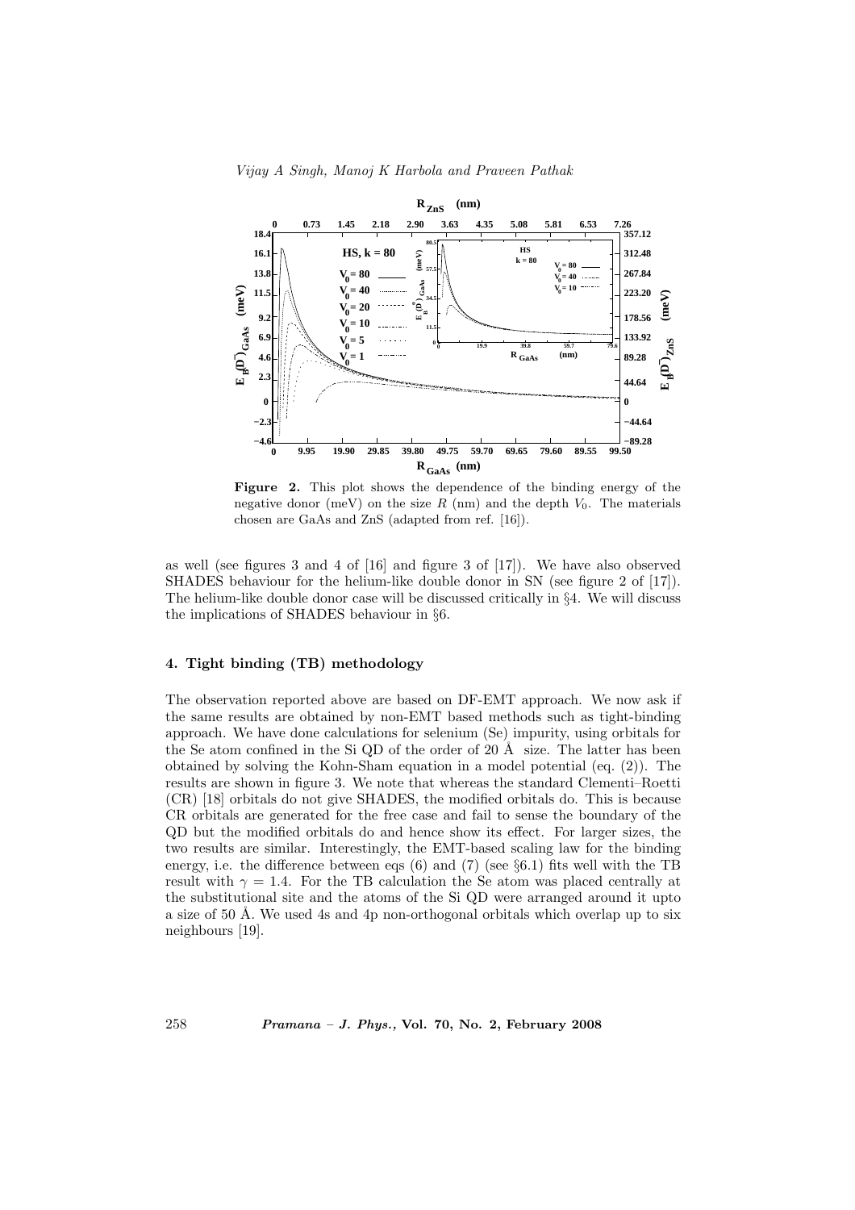**Figure 2.** This plot shows the dependence of the binding energy of the negative donor (meV) on the size $R$ (nm) and the depth $V_0$. The materials chosen are GaAs and ZnS (adapted from ref. [16]).

as well (see figures 3 and 4 of [16] and figure 3 of [17]). We have also observed SHADES behaviour for the helium-like double donor in SN (see figure 2 of [17]). The helium-like double donor case will be discussed critically in §4. We will discuss the implications of SHADES behaviour in §6.

### 4. Tight binding (TB) methodology

The observation reported above are based on DF-EMT approach. We now ask if the same results are obtained by non-EMT based methods such as tight-binding approach. We have done calculations for selenium (Se) impurity, using orbitals for the Se atom confined in the Si QD of the order of 20 Å size. The latter has been obtained by solving the Kohn-Sham equation in a model potential (eq. (2)). The results are shown in figure 3. We note that whereas the standard Clementi–Roetti (CR) [18] orbitals do not give SHADES, the modified orbitals do. This is because CR orbitals are generated for the free case and fail to sense the boundary of the QD but the modified orbitals do and hence show its effect. For larger sizes, the two results are similar. Interestingly, the EMT-based scaling law for the binding energy, i.e. the difference between eqs (6) and (7) (see §6.1) fits well with the TB result with $\gamma = 1.4$. For the TB calculation the Se atom was placed centrally at the substitutional site and the atoms of the Si QD were arranged around it upto a size of 50 Å. We used 4s and 4p non-orthogonal orbitals which overlap up to six neighbours [19].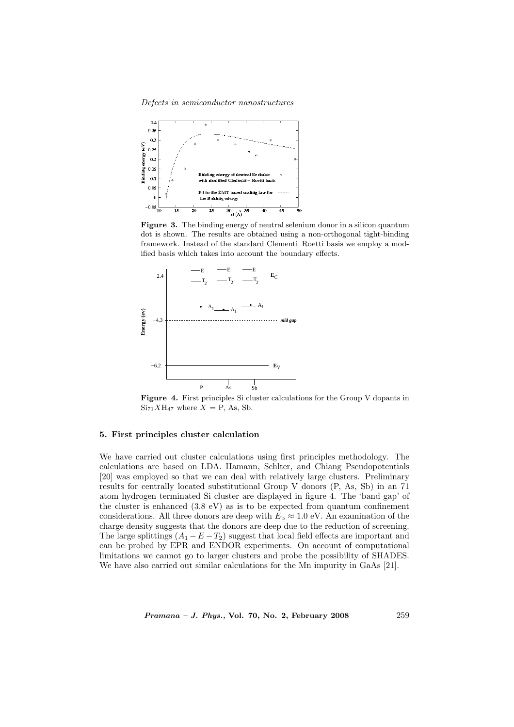**Figure 3.** The binding energy of neutral selenium donor in a silicon quantum dot is shown. The results are obtained using a non-orthogonal tight-binding framework. Instead of the standard Clementi–Roetti basis we employ a modified basis which takes into account the boundary effects.

**Figure 4.** First principles Si cluster calculations for the Group V dopants in $Si_{71}XH_{47}$ where $X =$ P, As, Sb.

## 5. First principles cluster calculation

We have carried out cluster calculations using first principles methodology. The calculations are based on LDA. Hamann, Schlter, and Chiang Pseudopotentials [20] was employed so that we can deal with relatively large clusters. Preliminary results for centrally located substitutional Group V donors (P, As, Sb) in an 71 atom hydrogen terminated Si cluster are displayed in figure 4. The 'band gap' of the cluster is enhanced (3.8 eV) as is to be expected from quantum confinement considerations. All three donors are deep with $E_{\mathrm{b}} \approx 1.0$ eV. An examination of the charge density suggests that the donors are deep due to the reduction of screening. The large splittings $(A_1 - E - T_2)$ suggest that local field effects are important and can be probed by EPR and ENDOR experiments. On account of computational limitations we cannot go to larger clusters and probe the possibility of SHADES. We have also carried out similar calculations for the Mn impurity in GaAs [21].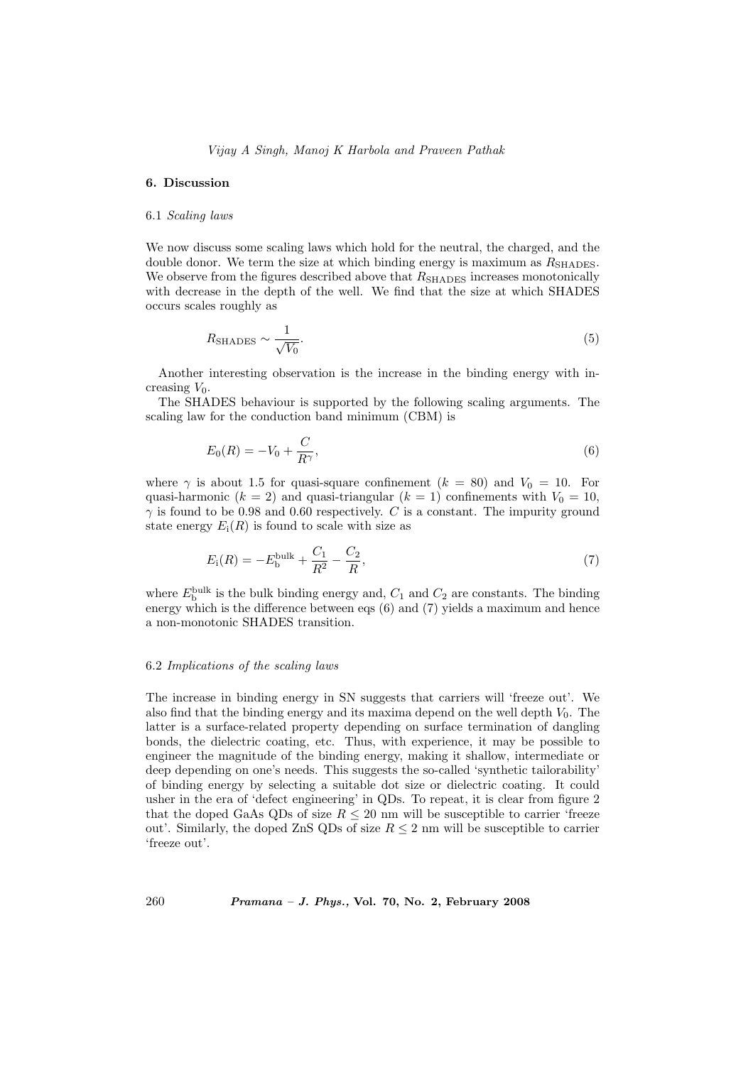## 6. Discussion

### 6.1 *Scaling laws*

We now discuss some scaling laws which hold for the neutral, the charged, and the double donor. We term the size at which binding energy is maximum as $R_{\mathrm{SHADES}}$. We observe from the figures described above that $R_{\mathrm{SHADES}}$ increases monotonically with decrease in the depth of the well. We find that the size at which SHADES occurs scales roughly as

$$R_{\mathrm{SHADES}} \sim \frac{1}{\sqrt{V_0}}. \tag{5}$$

Another interesting observation is the increase in the binding energy with increasing $V_0$.

The SHADES behaviour is supported by the following scaling arguments. The scaling law for the conduction band minimum (CBM) is

$$E_0(R) = -V_0 + \frac{C}{R^{\gamma}}, \tag{6}$$

where $\gamma$ is about 1.5 for quasi-square confinement ($k = 80$) and $V_0 = 10$. For quasi-harmonic ($k = 2$) and quasi-triangular ($k = 1$) confinements with $V_0 = 10$, $\gamma$ is found to be 0.98 and 0.60 respectively. $C$ is a constant. The impurity ground state energy $E_{\mathrm{i}}(R)$ is found to scale with size as

$$E_{\mathrm{i}}(R) = -E_{\mathrm{b}}^{\mathrm{bulk}} + \frac{C_1}{R^2} - \frac{C_2}{R}, \tag{7}$$

where $E_{\mathrm{b}}^{\mathrm{bulk}}$ is the bulk binding energy and, $C_1$ and $C_2$ are constants. The binding energy which is the difference between eqs (6) and (7) yields a maximum and hence a non-monotonic SHADES transition.

### 6.2 *Implications of the scaling laws*

The increase in binding energy in SN suggests that carriers will 'freeze out'. We also find that the binding energy and its maxima depend on the well depth $V_0$. The latter is a surface-related property depending on surface termination of dangling bonds, the dielectric coating, etc. Thus, with experience, it may be possible to engineer the magnitude of the binding energy, making it shallow, intermediate or deep depending on one's needs. This suggests the so-called 'synthetic tailorability' of binding energy by selecting a suitable dot size or dielectric coating. It could usher in the era of 'defect engineering' in QDs. To repeat, it is clear from figure 2 that the doped GaAs QDs of size $R \leq 20$ nm will be susceptible to carrier 'freeze out'. Similarly, the doped ZnS QDs of size $R \leq 2$ nm will be susceptible to carrier 'freeze out'.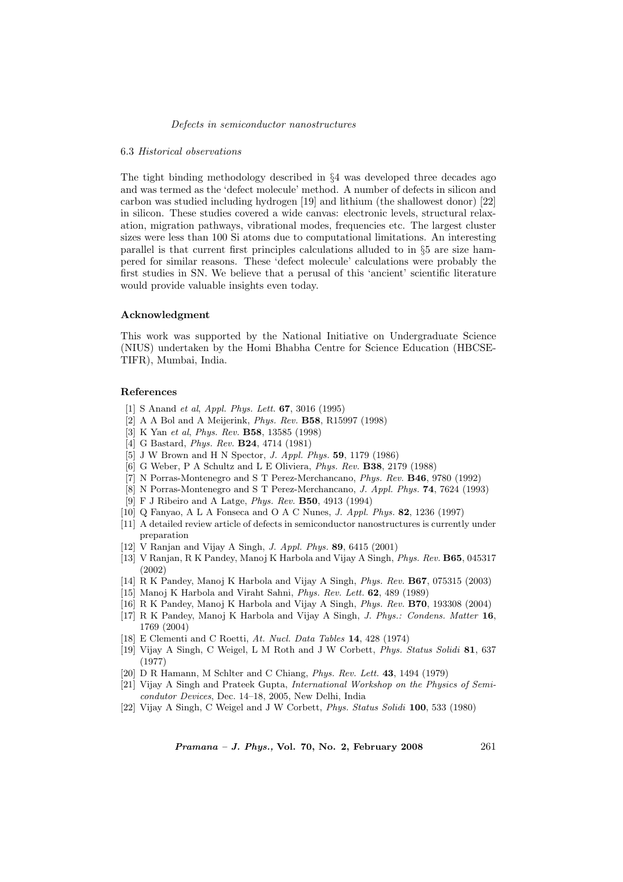### 6.3 *Historical observations*

The tight binding methodology described in §4 was developed three decades ago and was termed as the 'defect molecule' method. A number of defects in silicon and carbon was studied including hydrogen [19] and lithium (the shallowest donor) [22] in silicon. These studies covered a wide canvas: electronic levels, structural relaxation, migration pathways, vibrational modes, frequencies etc. The largest cluster sizes were less than 100 Si atoms due to computational limitations. An interesting parallel is that current first principles calculations alluded to in §5 are size hampered for similar reasons. These 'defect molecule' calculations were probably the first studies in SN. We believe that a perusal of this 'ancient' scientific literature would provide valuable insights even today.

## Acknowledgment

This work was supported by the National Initiative on Undergraduate Science (NIUS) undertaken by the Homi Bhabha Centre for Science Education (HBCSE-TIFR), Mumbai, India.

## References

[1] S Anand *et al*, *Appl. Phys. Lett.* **67**, 3016 (1995)
[2] A A Bol and A Meijerink, *Phys. Rev.* **B58**, R15997 (1998)
[3] K Yan *et al*, *Phys. Rev.* **B58**, 13585 (1998)
[4] G Bastard, *Phys. Rev.* **B24**, 4714 (1981)
[5] J W Brown and H N Spector, *J. Appl. Phys.* **59**, 1179 (1986)
[6] G Weber, P A Schultz and L E Oliviera, *Phys. Rev.* **B38**, 2179 (1988)
[7] N Porras-Montenegro and S T Perez-Merchancano, *Phys. Rev.* **B46**, 9780 (1992)
[8] N Porras-Montenegro and S T Perez-Merchancano, *J. Appl. Phys.* **74**, 7624 (1993)
[9] F J Ribeiro and A Latge, *Phys. Rev.* **B50**, 4913 (1994)
[10] Q Fanyao, A L A Fonseca and O A C Nunes, *J. Appl. Phys.* **82**, 1236 (1997)
[11] A detailed review article of defects in semiconductor nanostructures is currently under preparation
[12] V Ranjan and Vijay A Singh, *J. Appl. Phys.* **89**, 6415 (2001)
[13] V Ranjan, R K Pandey, Manoj K Harbola and Vijay A Singh, *Phys. Rev.* **B65**, 045317 (2002)
[14] R K Pandey, Manoj K Harbola and Vijay A Singh, *Phys. Rev.* **B67**, 075315 (2003)
[15] Manoj K Harbola and Viraht Sahni, *Phys. Rev. Lett.* **62**, 489 (1989)
[16] R K Pandey, Manoj K Harbola and Vijay A Singh, *Phys. Rev.* **B70**, 193308 (2004)
[17] R K Pandey, Manoj K Harbola and Vijay A Singh, *J. Phys.: Condens. Matter* **16**, 1769 (2004)
[18] E Clementi and C Roetti, *At. Nucl. Data Tables* **14**, 428 (1974)
[19] Vijay A Singh, C Weigel, L M Roth and J W Corbett, *Phys. Status Solidi* **81**, 637 (1977)
[20] D R Hamann, M Schlter and C Chiang, *Phys. Rev. Lett.* **43**, 1494 (1979)
[21] Vijay A Singh and Prateek Gupta, *International Workshop on the Physics of Semicondutor Devices*, Dec. 14–18, 2005, New Delhi, India
[22] Vijay A Singh, C Weigel and J W Corbett, *Phys. Status Solidi* **100**, 533 (1980)